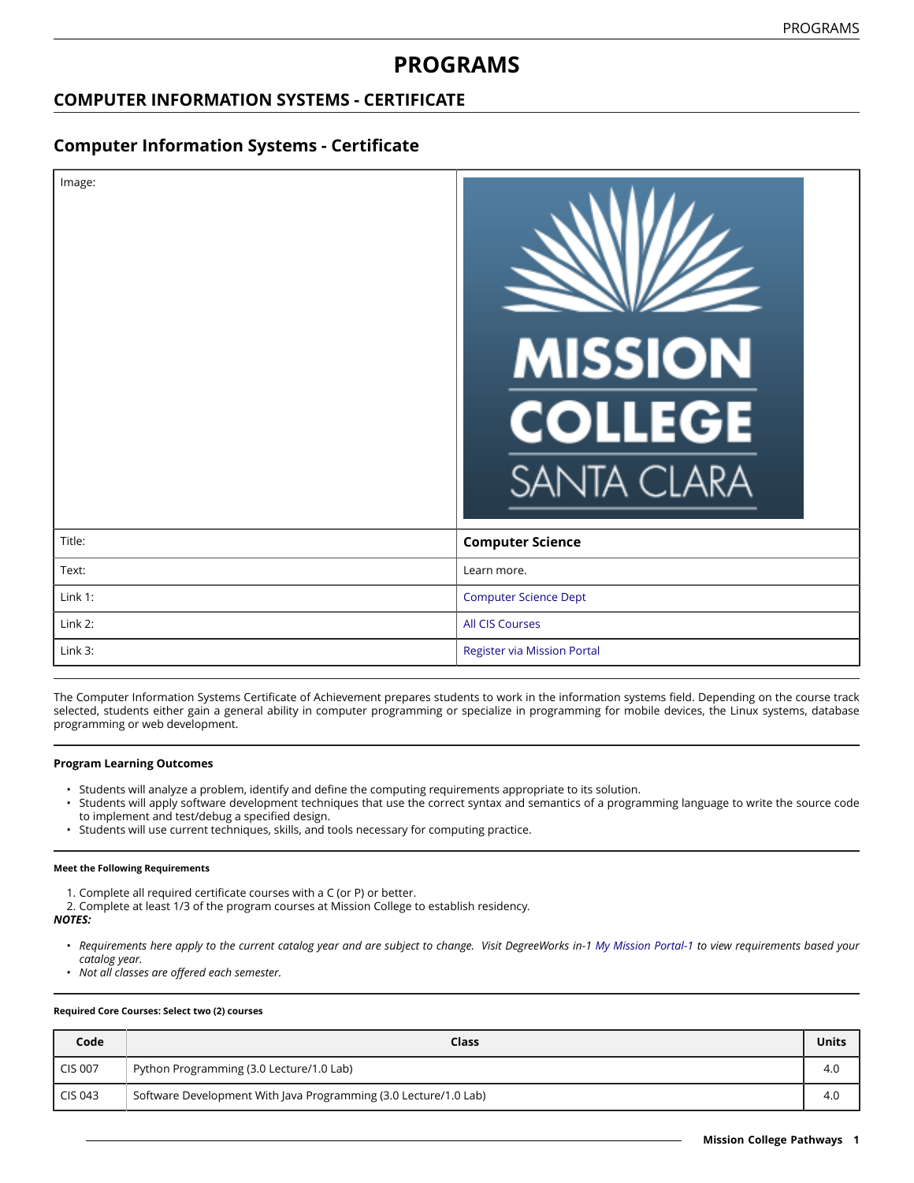# PROGRAMS

## COMPUTER INFORMATION SYSTEMS - CERTIFICATE

## Computer Information Systems - Certificate

| | |
|---|---|
| Image: | |
| Title: | **Computer Science** |
| Text: | Learn more. |
| Link 1: | Computer Science Dept |
| Link 2: | All CIS Courses |
| Link 3: | Register via Mission Portal |

The Computer Information Systems Certificate of Achievement prepares students to work in the information systems field. Depending on the course track selected, students either gain a general ability in computer programming or specialize in programming for mobile devices, the Linux systems, database programming or web development.

#### Program Learning Outcomes

- Students will analyze a problem, identify and define the computing requirements appropriate to its solution.
- Students will apply software development techniques that use the correct syntax and semantics of a programming language to write the source code to implement and test/debug a specified design.
- Students will use current techniques, skills, and tools necessary for computing practice.

##### Meet the Following Requirements

1. Complete all required certificate courses with a C (or P) or better.
2. Complete at least 1/3 of the program courses at Mission College to establish residency.

***NOTES:***

- *Requirements here apply to the current catalog year and are subject to change. Visit DegreeWorks in-1 My Mission Portal-1 to view requirements based your catalog year.*
- *Not all classes are offered each semester.*

##### Required Core Courses: Select two (2) courses

| Code | Class | Units |
|---|---|---|
| CIS 007 | Python Programming (3.0 Lecture/1.0 Lab) | 4.0 |
| CIS 043 | Software Development With Java Programming (3.0 Lecture/1.0 Lab) | 4.0 |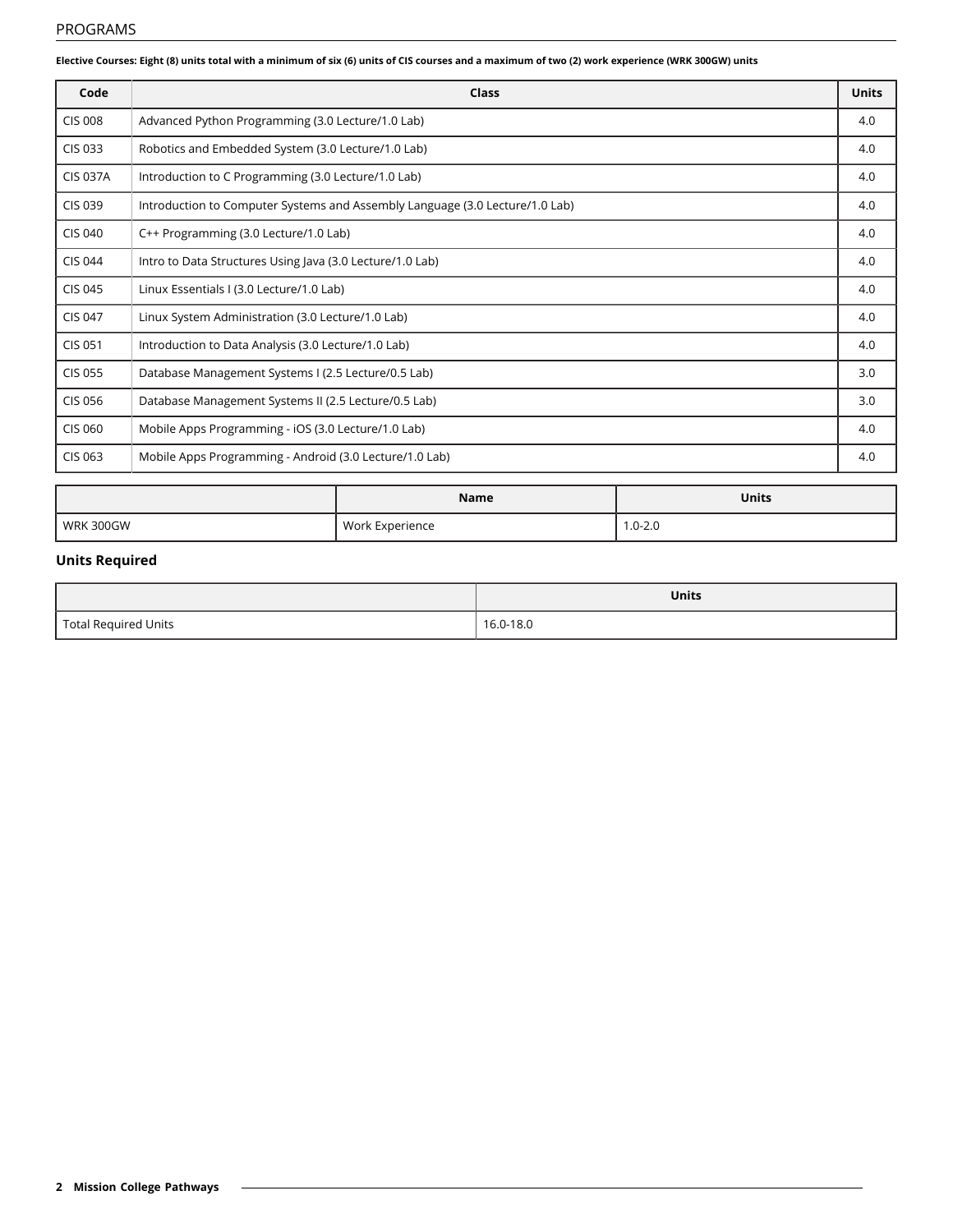**Elective Courses: Eight (8) units total with a minimum of six (6) units of CIS courses and a maximum of two (2) work experience (WRK 300GW) units**

| Code | Class | Units |
|---|---|---|
| CIS 008 | Advanced Python Programming (3.0 Lecture/1.0 Lab) | 4.0 |
| CIS 033 | Robotics and Embedded System (3.0 Lecture/1.0 Lab) | 4.0 |
| CIS 037A | Introduction to C Programming (3.0 Lecture/1.0 Lab) | 4.0 |
| CIS 039 | Introduction to Computer Systems and Assembly Language (3.0 Lecture/1.0 Lab) | 4.0 |
| CIS 040 | C++ Programming (3.0 Lecture/1.0 Lab) | 4.0 |
| CIS 044 | Intro to Data Structures Using Java (3.0 Lecture/1.0 Lab) | 4.0 |
| CIS 045 | Linux Essentials I (3.0 Lecture/1.0 Lab) | 4.0 |
| CIS 047 | Linux System Administration (3.0 Lecture/1.0 Lab) | 4.0 |
| CIS 051 | Introduction to Data Analysis (3.0 Lecture/1.0 Lab) | 4.0 |
| CIS 055 | Database Management Systems I (2.5 Lecture/0.5 Lab) | 3.0 |
| CIS 056 | Database Management Systems II (2.5 Lecture/0.5 Lab) | 3.0 |
| CIS 060 | Mobile Apps Programming - iOS (3.0 Lecture/1.0 Lab) | 4.0 |
| CIS 063 | Mobile Apps Programming - Android (3.0 Lecture/1.0 Lab) | 4.0 |

| | Name | Units |
|---|---|---|
| WRK 300GW | Work Experience | 1.0-2.0 |

### Units Required

| | Units |
|---|---|
| Total Required Units | 16.0-18.0 |